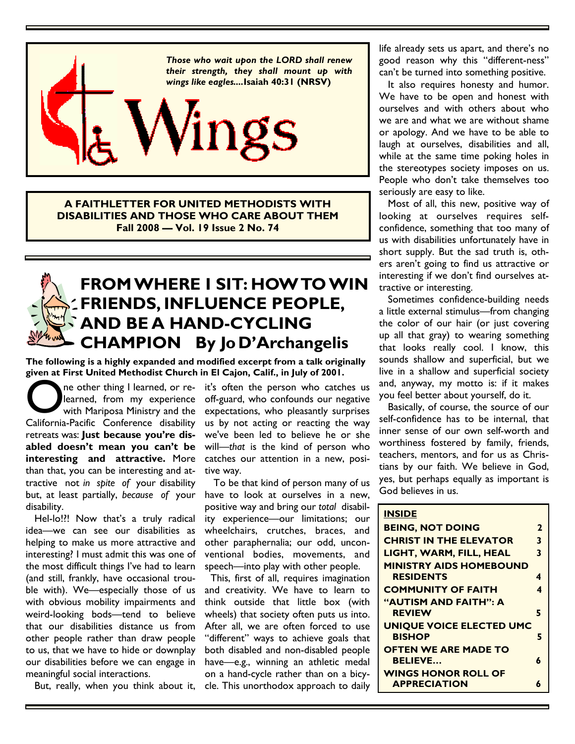*Those who wait upon the LORD shall renew their strength, they shall mount up with wings like eagles....***Isaiah 40:31 (NRSV)**

# Wings

**A FAITHLETTER FOR UNITED METHODISTS WITH DISABILITIES AND THOSE WHO CARE ABOUT THEM**
**Fall 2008 — Vol. 19 Issue 2 No. 74**

## FROM WHERE I SIT: HOW TO WIN FRIENDS, INFLUENCE PEOPLE, AND BE A HAND-CYCLING CHAMPION By Jo D'Archangelis

**The following is a highly expanded and modified excerpt from a talk originally given at First United Methodist Church in El Cajon, Calif., in July of 2001.**

One other thing I learned, or re-learned, from my experience with Mariposa Ministry and the California-Pacific Conference disability retreats was: **Just because you're disabled doesn't mean you can't be interesting and attractive.** More than that, you can be interesting and attractive not *in spite of* your disability but, at least partially, *because of* your disability.

Hel-lo!?! Now that's a truly radical idea—we can see our disabilities as helping to make us more attractive and interesting? I must admit this was one of the most difficult things I've had to learn (and still, frankly, have occasional trouble with). We—especially those of us with obvious mobility impairments and weird-looking bods—tend to believe that our disabilities distance us from other people rather than draw people to us, that we have to hide or downplay our disabilities before we can engage in meaningful social interactions.

But, really, when you think about it, it's often the person who catches us off-guard, who confounds our negative expectations, who pleasantly surprises us by not acting or reacting the way we've been led to believe he or she will—*that* is the kind of person who catches our attention in a new, positive way.

To be that kind of person many of us have to look at ourselves in a new, positive way and bring our *total* disability experience—our limitations; our wheelchairs, crutches, braces, and other paraphernalia; our odd, unconventional bodies, movements, and speech—into play with other people.

This, first of all, requires imagination and creativity. We have to learn to think outside that little box (with wheels) that society often puts us into. After all, we are often forced to use "different" ways to achieve goals that both disabled and non-disabled people have—e.g., winning an athletic medal on a hand-cycle rather than on a bicycle. This unorthodox approach to daily life already sets us apart, and there's no good reason why this "different-ness" can't be turned into something positive.

It also requires honesty and humor. We have to be open and honest with ourselves and with others about who we are and what we are without shame or apology. And we have to be able to laugh at ourselves, disabilities and all, while at the same time poking holes in the stereotypes society imposes on us. People who don't take themselves too seriously are easy to like.

Most of all, this new, positive way of looking at ourselves requires self-confidence, something that too many of us with disabilities unfortunately have in short supply. But the sad truth is, others aren't going to find us attractive or interesting if we don't find ourselves attractive or interesting.

Sometimes confidence-building needs a little external stimulus—from changing the color of our hair (or just covering up all that gray) to wearing something that looks really cool. I know, this sounds shallow and superficial, but we live in a shallow and superficial society and, anyway, my motto is: if it makes you feel better about yourself, do it.

Basically, of course, the source of our self-confidence has to be internal, that inner sense of our own self-worth and worthiness fostered by family, friends, teachers, mentors, and for us as Christians by our faith. We believe in God, yes, but perhaps equally as important is God believes in us.

**INSIDE**

| | |
|---|---|
| **BEING, NOT DOING** | **2** |
| **CHRIST IN THE ELEVATOR** | **3** |
| **LIGHT, WARM, FILL, HEAL** | **3** |
| **MINISTRY AIDS HOMEBOUND RESIDENTS** | **4** |
| **COMMUNITY OF FAITH** | **4** |
| **"AUTISM AND FAITH": A REVIEW** | **5** |
| **UNIQUE VOICE ELECTED UMC BISHOP** | **5** |
| **OFTEN WE ARE MADE TO BELIEVE…** | **6** |
| **WINGS HONOR ROLL OF APPRECIATION** | **6** |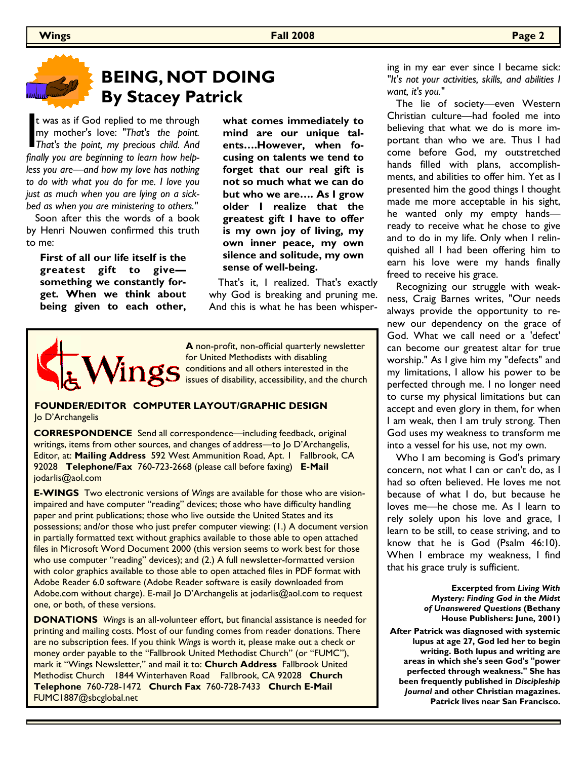## BEING, NOT DOING
## By Stacey Patrick

It was as if God replied to me through my mother's love: *"That's the point. That's the point, my precious child. And finally you are beginning to learn how helpless you are—and how my love has nothing to do with what you do for me. I love you just as much when you are lying on a sickbed as when you are ministering to others."*

Soon after this the words of a book by Henri Nouwen confirmed this truth to me:

> **First of all our life itself is the greatest gift to give—something we constantly forget. When we think about being given to each other, what comes immediately to mind are our unique talents….However, when focusing on talents we tend to forget that our real gift is not so much what we can do but who we are…. As I grow older I realize that the greatest gift I have to offer is my own joy of living, my own inner peace, my own silence and solitude, my own sense of well-being.**

That's it, I realized. That's exactly why God is breaking and pruning me. And this is what he has been whispering in my ear ever since I became sick: "*It's not your activities, skills, and abilities I want, it's you.*"

The lie of society—even Western Christian culture—had fooled me into believing that what we do is more important than who we are. Thus I had come before God, my outstretched hands filled with plans, accomplishments, and abilities to offer him. Yet as I presented him the good things I thought made me more acceptable in his sight, he wanted only my empty hands—ready to receive what he chose to give and to do in my life. Only when I relinquished all I had been offering him to earn his love were my hands finally freed to receive his grace.

Recognizing our struggle with weakness, Craig Barnes writes, "Our needs always provide the opportunity to renew our dependency on the grace of God. What we call need or a 'defect' can become our greatest altar for true worship." As I give him my "defects" and my limitations, I allow his power to be perfected through me. I no longer need to curse my physical limitations but can accept and even glory in them, for when I am weak, then I am truly strong. Then God uses my weakness to transform me into a vessel for his use, not my own.

Who I am becoming is God's primary concern, not what I can or can't do, as I had so often believed. He loves me not because of what I do, but because he loves me—he chose me. As I learn to rely solely upon his love and grace, I learn to be still, to cease striving, and to know that he is God (Psalm 46:10). When I embrace my weakness, I find that his grace truly is sufficient.

**Excerpted from *Living With Mystery: Finding God in the Midst of Unanswered Questions* (Bethany House Publishers: June, 2001)**

**After Patrick was diagnosed with systemic lupus at age 27, God led her to begin writing. Both lupus and writing are areas in which she's seen God's "power perfected through weakness." She has been frequently published in *Discipleship Journal* and other Christian magazines. Patrick lives near San Francisco.**

---

**Wings**

**A** non-profit, non-official quarterly newsletter for United Methodists with disabling conditions and all others interested in the issues of disability, accessibility, and the church

**FOUNDER/EDITOR COMPUTER LAYOUT/GRAPHIC DESIGN**
Jo D'Archangelis

**CORRESPONDENCE** Send all correspondence—including feedback, original writings, items from other sources, and changes of address—to Jo D'Archangelis, Editor, at: **Mailing Address** 592 West Ammunition Road, Apt. 1 Fallbrook, CA 92028 **Telephone/Fax** 760-723-2668 (please call before faxing) **E-Mail** jodarlis@aol.com

**E-WINGS** Two electronic versions of *Wings* are available for those who are vision-impaired and have computer "reading" devices; those who have difficulty handling paper and print publications; those who live outside the United States and its possessions; and/or those who just prefer computer viewing: (1.) A document version in partially formatted text without graphics available to those able to open attached files in Microsoft Word Document 2000 (this version seems to work best for those who use computer "reading" devices); and (2.) A full newsletter-formatted version with color graphics available to those able to open attached files in PDF format with Adobe Reader 6.0 software (Adobe Reader software is easily downloaded from Adobe.com without charge). E-mail Jo D'Archangelis at jodarlis@aol.com to request one, or both, of these versions.

**DONATIONS** *Wings* is an all-volunteer effort, but financial assistance is needed for printing and mailing costs. Most of our funding comes from reader donations. There are no subscription fees. If you think *Wings* is worth it, please make out a check or money order payable to the "Fallbrook United Methodist Church" (or "FUMC"), mark it "Wings Newsletter," and mail it to: **Church Address** Fallbrook United Methodist Church 1844 Winterhaven Road Fallbrook, CA 92028 **Church Telephone** 760-728-1472 **Church Fax** 760-728-7433 **Church E-Mail** FUMC1887@sbcglobal.net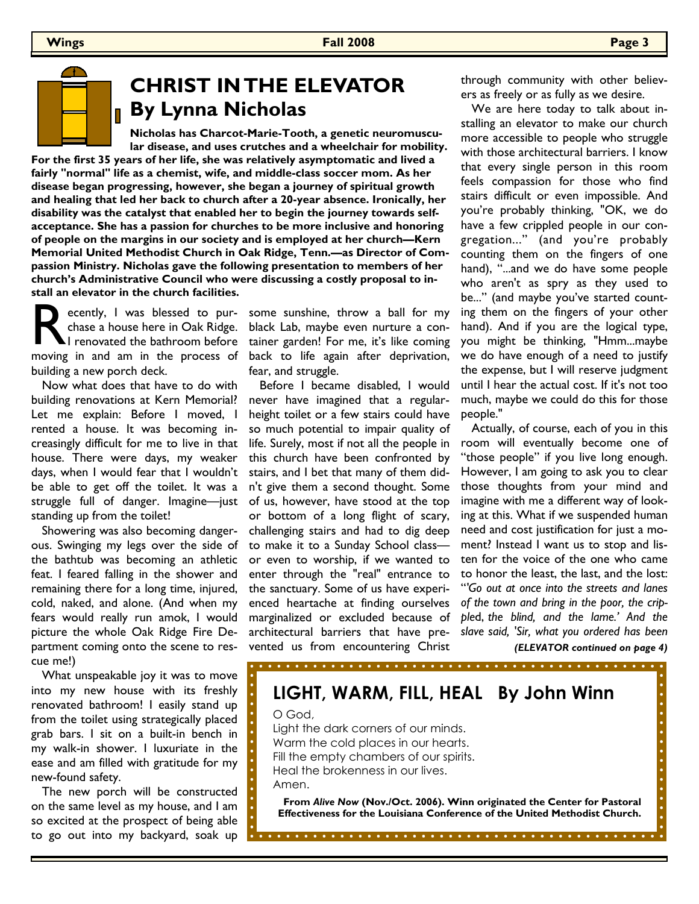# CHRIST IN THE ELEVATOR
## By Lynna Nicholas

**Nicholas has Charcot-Marie-Tooth, a genetic neuromuscular disease, and uses crutches and a wheelchair for mobility. For the first 35 years of her life, she was relatively asymptomatic and lived a fairly "normal" life as a chemist, wife, and middle-class soccer mom. As her disease began progressing, however, she began a journey of spiritual growth and healing that led her back to church after a 20-year absence. Ironically, her disability was the catalyst that enabled her to begin the journey towards self-acceptance. She has a passion for churches to be more inclusive and honoring of people on the margins in our society and is employed at her church—Kern Memorial United Methodist Church in Oak Ridge, Tenn.—as Director of Compassion Ministry. Nicholas gave the following presentation to members of her church's Administrative Council who were discussing a costly proposal to install an elevator in the church facilities.**

Recently, I was blessed to purchase a house here in Oak Ridge. I renovated the bathroom before moving in and am in the process of building a new porch deck.

Now what does that have to do with building renovations at Kern Memorial? Let me explain: Before I moved, I rented a house. It was becoming increasingly difficult for me to live in that house. There were days, my weaker days, when I would fear that I wouldn't be able to get off the toilet. It was a struggle full of danger. Imagine—just standing up from the toilet!

Showering was also becoming dangerous. Swinging my legs over the side of the bathtub was becoming an athletic feat. I feared falling in the shower and remaining there for a long time, injured, cold, naked, and alone. (And when my fears would really run amok, I would picture the whole Oak Ridge Fire Department coming onto the scene to rescue me!)

What unspeakable joy it was to move into my new house with its freshly renovated bathroom! I easily stand up from the toilet using strategically placed grab bars. I sit on a built-in bench in my walk-in shower. I luxuriate in the ease and am filled with gratitude for my new-found safety.

The new porch will be constructed on the same level as my house, and I am so excited at the prospect of being able to go out into my backyard, soak up some sunshine, throw a ball for my black Lab, maybe even nurture a container garden! For me, it's like coming back to life again after deprivation, fear, and struggle.

Before I became disabled, I would never have imagined that a regular-height toilet or a few stairs could have so much potential to impair quality of life. Surely, most if not all the people in this church have been confronted by stairs, and I bet that many of them didn't give them a second thought. Some of us, however, have stood at the top or bottom of a long flight of scary, challenging stairs and had to dig deep to make it to a Sunday School class—or even to worship, if we wanted to enter through the "real" entrance to the sanctuary. Some of us have experienced heartache at finding ourselves marginalized or excluded because of architectural barriers that have prevented us from encountering Christ through community with other believers as freely or as fully as we desire.

We are here today to talk about installing an elevator to make our church more accessible to people who struggle with those architectural barriers. I know that every single person in this room feels compassion for those who find stairs difficult or even impossible. And you're probably thinking, "OK, we do have a few crippled people in our congregation..." (and you're probably counting them on the fingers of one hand), "...and we do have some people who aren't as spry as they used to be..." (and maybe you've started counting them on the fingers of your other hand). And if you are the logical type, you might be thinking, "Hmm...maybe we do have enough of a need to justify the expense, but I will reserve judgment until I hear the actual cost. If it's not too much, maybe we could do this for those people."

Actually, of course, each of you in this room will eventually become one of "those people" if you live long enough. However, I am going to ask you to clear those thoughts from your mind and imagine with me a different way of looking at this. What if we suspended human need and cost justification for just a moment? Instead I want us to stop and listen for the voice of the one who came to honor the least, the last, and the lost: "*'Go out at once into the streets and lanes of the town and bring in the poor, the crippled, the blind, and the lame.' And the slave said, 'Sir, what you ordered has been*

***(ELEVATOR continued on page 4)***

## LIGHT, WARM, FILL, HEAL By John Winn

O God,
Light the dark corners of our minds.
Warm the cold places in our hearts.
Fill the empty chambers of our spirits.
Heal the brokenness in our lives.
Amen.

**From *Alive Now* (Nov./Oct. 2006). Winn originated the Center for Pastoral Effectiveness for the Louisiana Conference of the United Methodist Church.**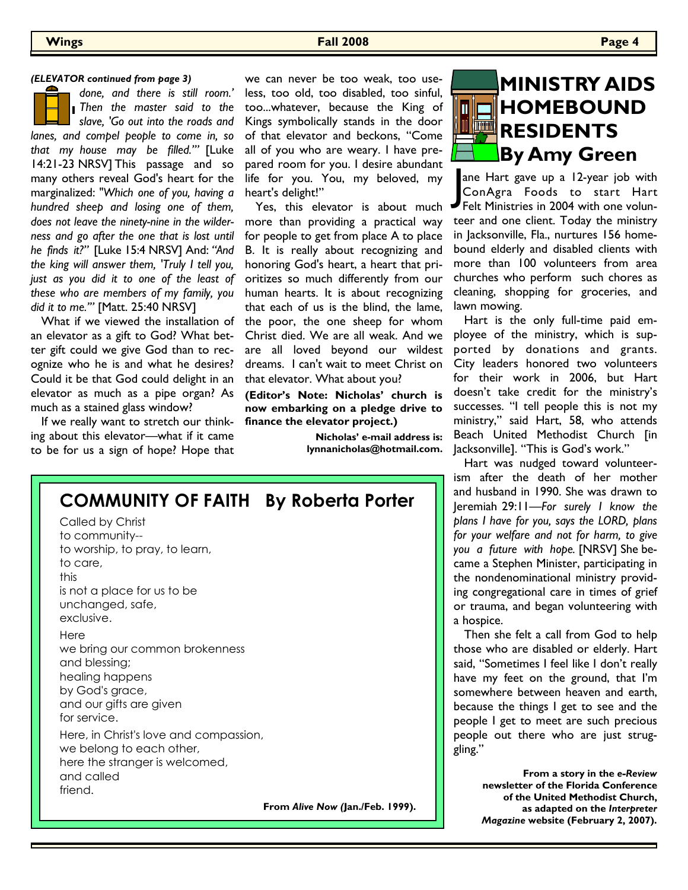*(ELEVATOR continued from page 3)*

*done, and there is still room.' Then the master said to the slave, 'Go out into the roads and lanes, and compel people to come in, so that my house may be filled.'"* [Luke 14:21-23 NRSV] This passage and so many others reveal God's heart for the marginalized: *"Which one of you, having a hundred sheep and losing one of them, does not leave the ninety-nine in the wilderness and go after the one that is lost until he finds it?"* [Luke 15:4 NRSV] And: *"And the king will answer them, 'Truly I tell you, just as you did it to one of the least of these who are members of my family, you did it to me.'"* [Matt. 25:40 NRSV]

What if we viewed the installation of an elevator as a gift to God? What better gift could we give God than to recognize who he is and what he desires? Could it be that God could delight in an elevator as much as a pipe organ? As much as a stained glass window?

If we really want to stretch our thinking about this elevator—what if it came to be for us a sign of hope? Hope that we can never be too weak, too useless, too old, too disabled, too sinful, too...whatever, because the King of Kings symbolically stands in the door of that elevator and beckons, "Come all of you who are weary. I have prepared room for you. I desire abundant life for you. You, my beloved, my heart's delight!"

Yes, this elevator is about much more than providing a practical way for people to get from place A to place B. It is really about recognizing and honoring God's heart, a heart that prioritizes so much differently from our human hearts. It is about recognizing that each of us is the blind, the lame, the poor, the one sheep for whom Christ died. We are all weak. And we are all loved beyond our wildest dreams. I can't wait to meet Christ on that elevator. What about you?

**(Editor's Note: Nicholas' church is now embarking on a pledge drive to finance the elevator project.)**

**Nicholas' e-mail address is: lynnanicholas@hotmail.com.**

## MINISTRY AIDS HOMEBOUND RESIDENTS By Amy Green

Jane Hart gave up a 12-year job with ConAgra Foods to start Hart Felt Ministries in 2004 with one volunteer and one client. Today the ministry in Jacksonville, Fla., nurtures 156 homebound elderly and disabled clients with more than 100 volunteers from area churches who perform such chores as cleaning, shopping for groceries, and lawn mowing.

Hart is the only full-time paid employee of the ministry, which is supported by donations and grants. City leaders honored two volunteers for their work in 2006, but Hart doesn't take credit for the ministry's successes. "I tell people this is not my ministry," said Hart, 58, who attends Beach United Methodist Church [in Jacksonville]. "This is God's work."

Hart was nudged toward volunteerism after the death of her mother and husband in 1990. She was drawn to Jeremiah 29:11—*For surely I know the plans I have for you, says the LORD, plans for your welfare and not for harm, to give you a future with hope.* [NRSV] She became a Stephen Minister, participating in the nondenominational ministry providing congregational care in times of grief or trauma, and began volunteering with a hospice.

Then she felt a call from God to help those who are disabled or elderly. Hart said, "Sometimes I feel like I don't really have my feet on the ground, that I'm somewhere between heaven and earth, because the things I get to see and the people I get to meet are such precious people out there who are just struggling."

**From a story in the *e-Review* newsletter of the Florida Conference of the United Methodist Church, as adapted on the *Interpreter Magazine* website (February 2, 2007).**

## COMMUNITY OF FAITH By Roberta Porter

Called by Christ
to community--
to worship, to pray, to learn,
to care,
this
is not a place for us to be
unchanged, safe,
exclusive.

Here
we bring our common brokenness
and blessing;
healing happens
by God's grace,
and our gifts are given
for service.

Here, in Christ's love and compassion,
we belong to each other,
here the stranger is welcomed,
and called
friend.

**From *Alive Now* (Jan./Feb. 1999).**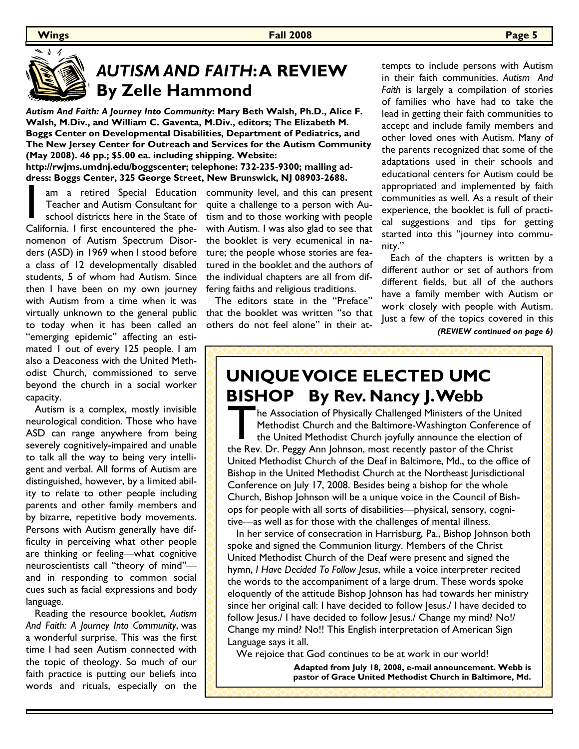## *AUTISM AND FAITH*: A REVIEW By Zelle Hammond

***Autism And Faith: A Journey Into Community*: Mary Beth Walsh, Ph.D., Alice F. Walsh, M.Div., and William C. Gaventa, M.Div., editors; The Elizabeth M. Boggs Center on Developmental Disabilities, Department of Pediatrics, and The New Jersey Center for Outreach and Services for the Autism Community (May 2008). 46 pp.; $5.00 ea. including shipping. Website: http://rwjms.umdnj.edu/boggscenter; telephone: 732-235-9300; mailing address: Boggs Center, 325 George Street, New Brunswick, NJ 08903-2688.**

I am a retired Special Education Teacher and Autism Consultant for school districts here in the State of California. I first encountered the phenomenon of Autism Spectrum Disorders (ASD) in 1969 when I stood before a class of 12 developmentally disabled students, 5 of whom had Autism. Since then I have been on my own journey with Autism from a time when it was virtually unknown to the general public to today when it has been called an "emerging epidemic" affecting an estimated 1 out of every 125 people. I am also a Deaconess with the United Methodist Church, commissioned to serve beyond the church in a social worker capacity.

Autism is a complex, mostly invisible neurological condition. Those who have ASD can range anywhere from being severely cognitively-impaired and unable to talk all the way to being very intelligent and verbal. All forms of Autism are distinguished, however, by a limited ability to relate to other people including parents and other family members and by bizarre, repetitive body movements. Persons with Autism generally have difficulty in perceiving what other people are thinking or feeling—what cognitive neuroscientists call "theory of mind"—and in responding to common social cues such as facial expressions and body language.

Reading the resource booklet, *Autism And Faith: A Journey Into Community*, was a wonderful surprise. This was the first time I had seen Autism connected with the topic of theology. So much of our faith practice is putting our beliefs into words and rituals, especially on the community level, and this can present quite a challenge to a person with Autism and to those working with people with Autism. I was also glad to see that the booklet is very ecumenical in nature; the people whose stories are featured in the booklet and the authors of the individual chapters are all from differing faiths and religious traditions.

The editors state in the "Preface" that the booklet was written "so that others do not feel alone" in their attempts to include persons with Autism in their faith communities. *Autism And Faith* is largely a compilation of stories of families who have had to take the lead in getting their faith communities to accept and include family members and other loved ones with Autism. Many of the parents recognized that some of the adaptations used in their schools and educational centers for Autism could be appropriated and implemented by faith communities as well. As a result of their experience, the booklet is full of practical suggestions and tips for getting started into this "journey into community."

Each of the chapters is written by a different author or set of authors from different fields, but all of the authors have a family member with Autism or work closely with people with Autism. Just a few of the topics covered in this

***(REVIEW continued on page 6)***

## UNIQUE VOICE ELECTED UMC BISHOP By Rev. Nancy J. Webb

The Association of Physically Challenged Ministers of the United Methodist Church and the Baltimore-Washington Conference of the United Methodist Church joyfully announce the election of the Rev. Dr. Peggy Ann Johnson, most recently pastor of the Christ United Methodist Church of the Deaf in Baltimore, Md., to the office of Bishop in the United Methodist Church at the Northeast Jurisdictional Conference on July 17, 2008. Besides being a bishop for the whole Church, Bishop Johnson will be a unique voice in the Council of Bishops for people with all sorts of disabilities—physical, sensory, cognitive—as well as for those with the challenges of mental illness.

In her service of consecration in Harrisburg, Pa., Bishop Johnson both spoke and signed the Communion liturgy. Members of the Christ United Methodist Church of the Deaf were present and signed the hymn, *I Have Decided To Follow Jesus*, while a voice interpreter recited the words to the accompaniment of a large drum. These words spoke eloquently of the attitude Bishop Johnson has had towards her ministry since her original call: I have decided to follow Jesus./ I have decided to follow Jesus./ I have decided to follow Jesus./ Change my mind? No!/ Change my mind? No!! This English interpretation of American Sign Language says it all.

We rejoice that God continues to be at work in our world!

**Adapted from July 18, 2008, e-mail announcement. Webb is pastor of Grace United Methodist Church in Baltimore, Md.**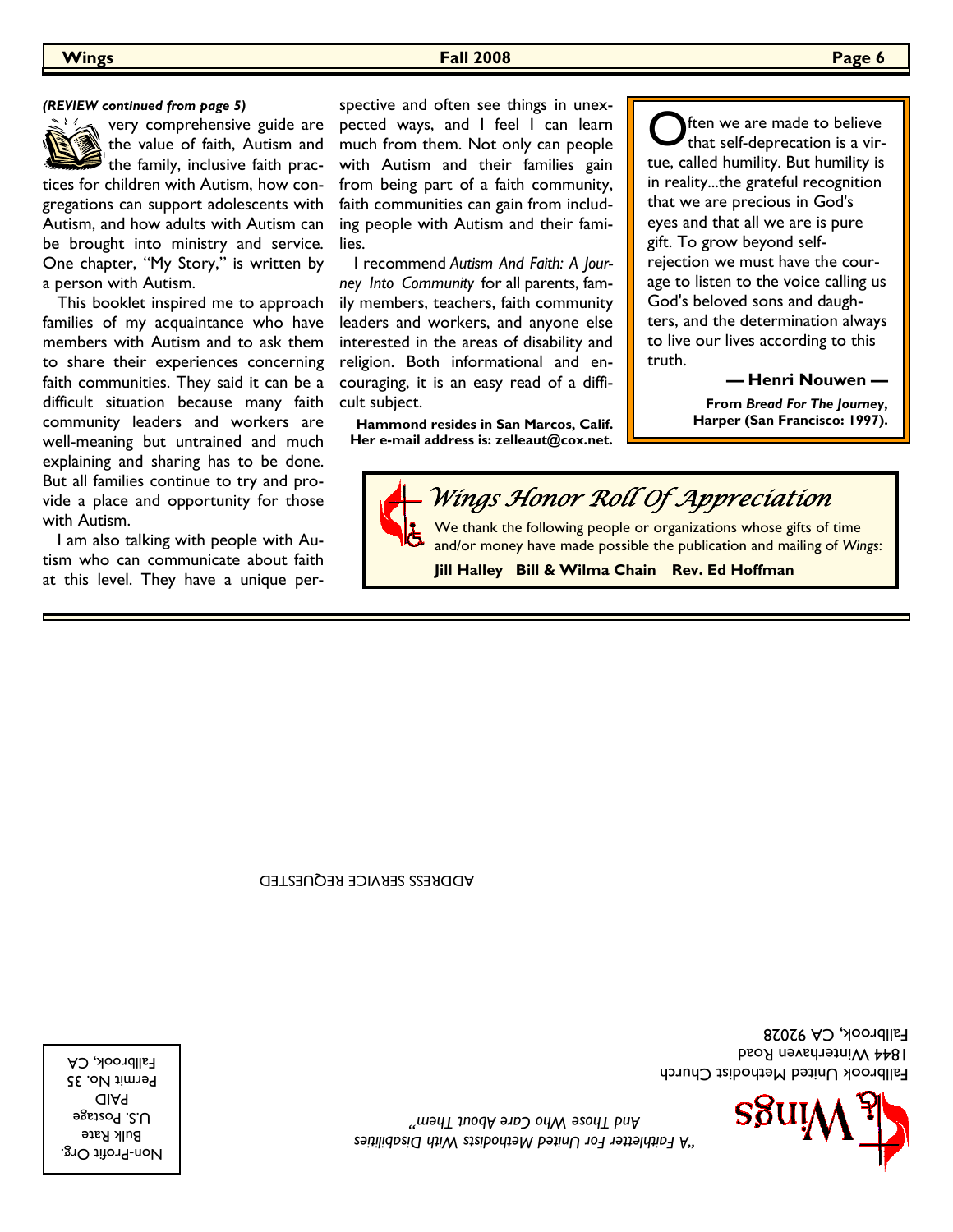*(REVIEW continued from page 5)*

very comprehensive guide are the value of faith, Autism and the family, inclusive faith practices for children with Autism, how congregations can support adolescents with Autism, and how adults with Autism can be brought into ministry and service. One chapter, "My Story," is written by a person with Autism.

This booklet inspired me to approach families of my acquaintance who have members with Autism and to ask them to share their experiences concerning faith communities. They said it can be a difficult situation because many faith community leaders and workers are well-meaning but untrained and much explaining and sharing has to be done. But all families continue to try and provide a place and opportunity for those with Autism.

I am also talking with people with Autism who can communicate about faith at this level. They have a unique perspective and often see things in unexpected ways, and I feel I can learn much from them. Not only can people with Autism and their families gain from being part of a faith community, faith communities can gain from including people with Autism and their families.

I recommend *Autism And Faith: A Journey Into Community* for all parents, family members, teachers, faith community leaders and workers, and anyone else interested in the areas of disability and religion. Both informational and encouraging, it is an easy read of a difficult subject.

**Hammond resides in San Marcos, Calif. Her e-mail address is: zelleaut@cox.net.**

Often we are made to believe that self-deprecation is a virtue, called humility. But humility is in reality...the grateful recognition that we are precious in God's eyes and that all we are is pure gift. To grow beyond self-rejection we must have the courage to listen to the voice calling us God's beloved sons and daughters, and the determination always to live our lives according to this truth.

**— Henri Nouwen —**

**From *Bread For The Journey*, Harper (San Francisco: 1997).**

## *Wings Honor Roll Of Appreciation*

We thank the following people or organizations whose gifts of time and/or money have made possible the publication and mailing of *Wings*:

**Jill Halley   Bill & Wilma Chain   Rev. Ed Hoffman**

ADDRESS SERVICE REQUESTED

**Wings**

*"A Faithletter For United Methodists With Disabilities And Those Who Care About Them"*

Fallbrook United Methodist Church
1844 Winterhaven Road
Fallbrook, CA 92028

Non-Profit Org.
Bulk Rate
U.S. Postage
PAID
Permit No. 35
Fallbrook, CA